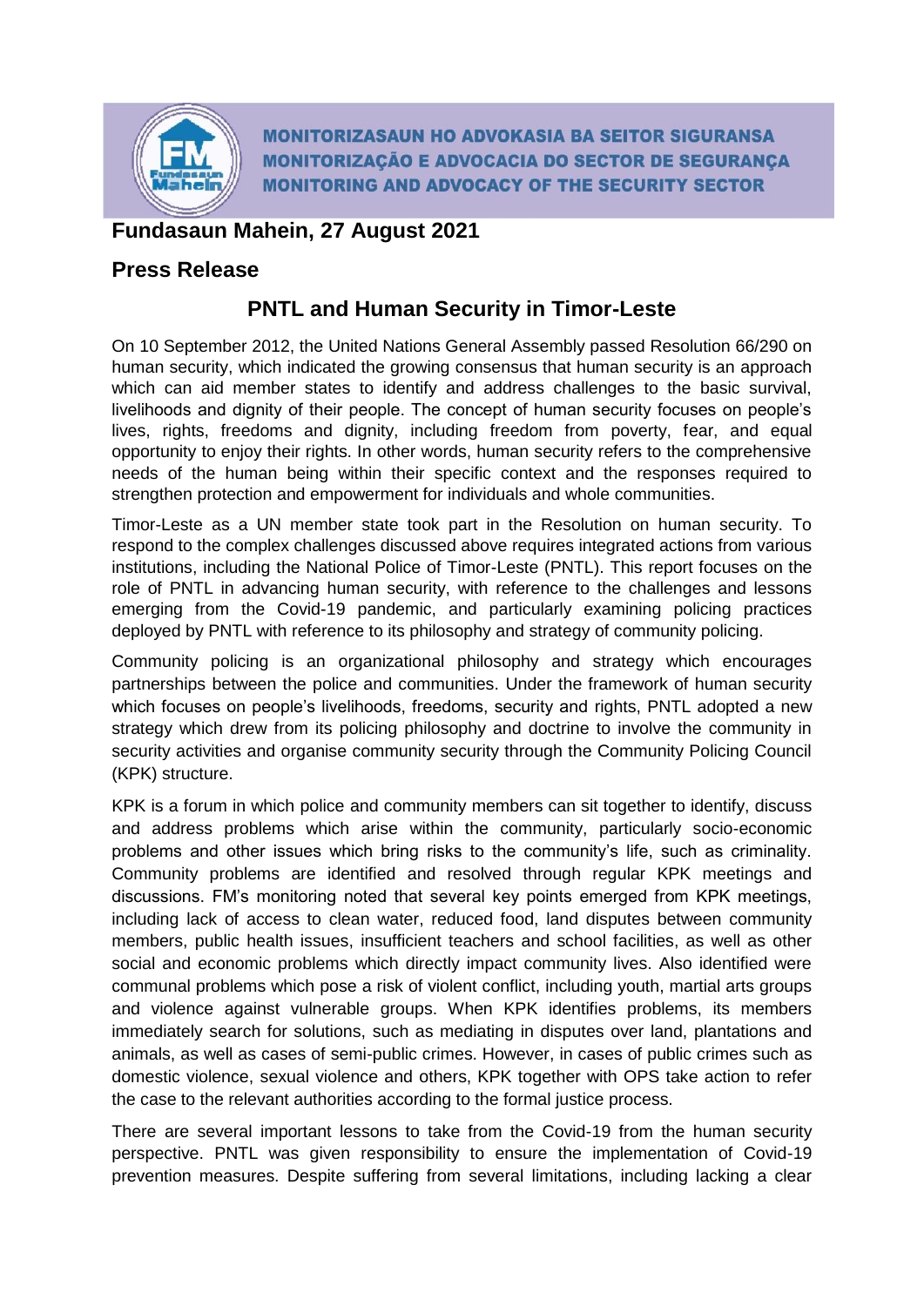**MONITORIZASAUN HO ADVOKASIA BA SEITOR SIGURANSA**
**MONITORIZAÇÃO E ADVOCACIA DO SECTOR DE SEGURANÇA**
**MONITORING AND ADVOCACY OF THE SECURITY SECTOR**

## Fundasaun Mahein, 27 August 2021

## Press Release

# PNTL and Human Security in Timor-Leste

On 10 September 2012, the United Nations General Assembly passed Resolution 66/290 on human security, which indicated the growing consensus that human security is an approach which can aid member states to identify and address challenges to the basic survival, livelihoods and dignity of their people. The concept of human security focuses on people's lives, rights, freedoms and dignity, including freedom from poverty, fear, and equal opportunity to enjoy their rights. In other words, human security refers to the comprehensive needs of the human being within their specific context and the responses required to strengthen protection and empowerment for individuals and whole communities.

Timor-Leste as a UN member state took part in the Resolution on human security. To respond to the complex challenges discussed above requires integrated actions from various institutions, including the National Police of Timor-Leste (PNTL). This report focuses on the role of PNTL in advancing human security, with reference to the challenges and lessons emerging from the Covid-19 pandemic, and particularly examining policing practices deployed by PNTL with reference to its philosophy and strategy of community policing.

Community policing is an organizational philosophy and strategy which encourages partnerships between the police and communities. Under the framework of human security which focuses on people's livelihoods, freedoms, security and rights, PNTL adopted a new strategy which drew from its policing philosophy and doctrine to involve the community in security activities and organise community security through the Community Policing Council (KPK) structure.

KPK is a forum in which police and community members can sit together to identify, discuss and address problems which arise within the community, particularly socio-economic problems and other issues which bring risks to the community's life, such as criminality. Community problems are identified and resolved through regular KPK meetings and discussions. FM's monitoring noted that several key points emerged from KPK meetings, including lack of access to clean water, reduced food, land disputes between community members, public health issues, insufficient teachers and school facilities, as well as other social and economic problems which directly impact community lives. Also identified were communal problems which pose a risk of violent conflict, including youth, martial arts groups and violence against vulnerable groups. When KPK identifies problems, its members immediately search for solutions, such as mediating in disputes over land, plantations and animals, as well as cases of semi-public crimes. However, in cases of public crimes such as domestic violence, sexual violence and others, KPK together with OPS take action to refer the case to the relevant authorities according to the formal justice process.

There are several important lessons to take from the Covid-19 from the human security perspective. PNTL was given responsibility to ensure the implementation of Covid-19 prevention measures. Despite suffering from several limitations, including lacking a clear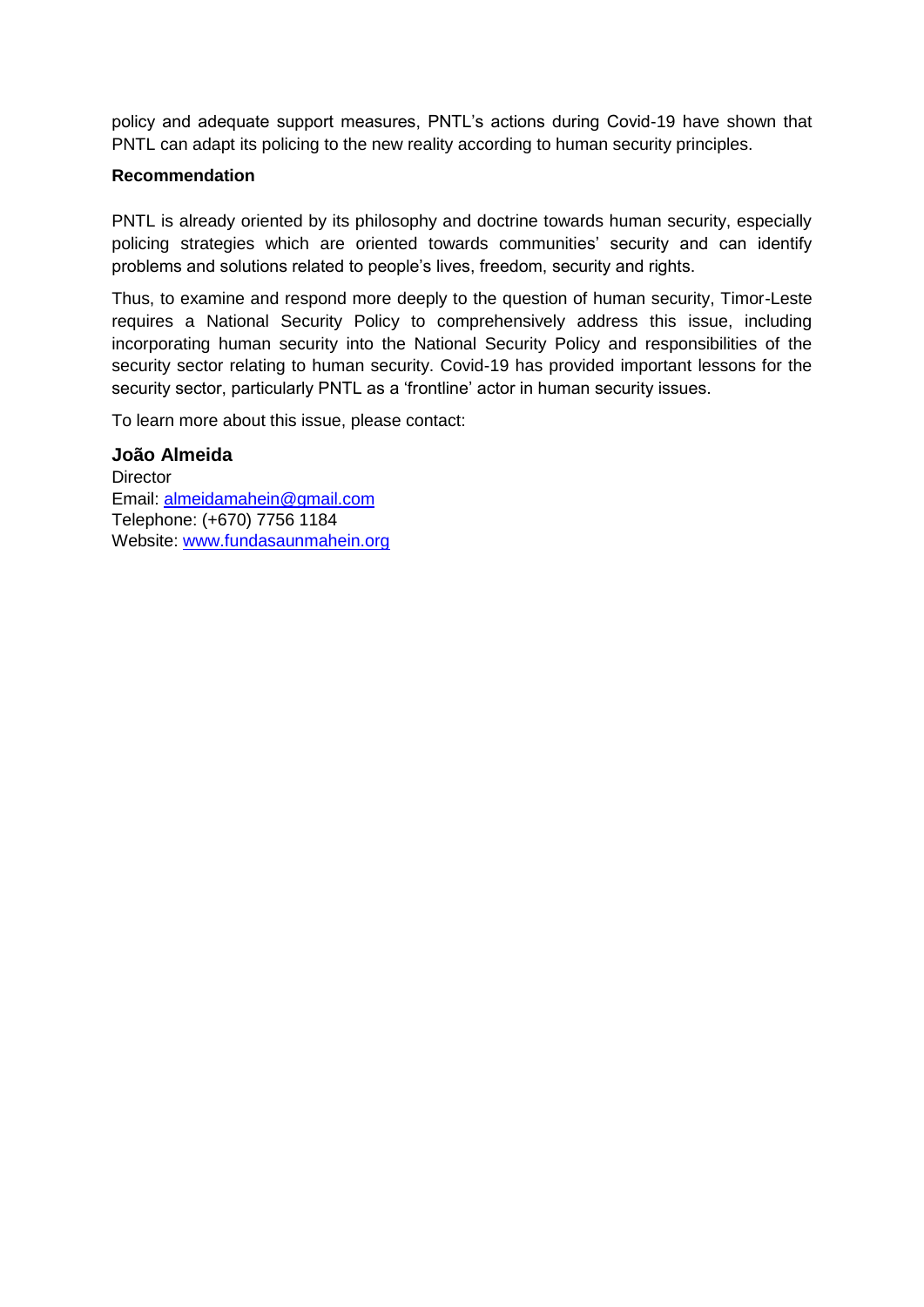policy and adequate support measures, PNTL's actions during Covid-19 have shown that PNTL can adapt its policing to the new reality according to human security principles.

**Recommendation**

PNTL is already oriented by its philosophy and doctrine towards human security, especially policing strategies which are oriented towards communities' security and can identify problems and solutions related to people's lives, freedom, security and rights.

Thus, to examine and respond more deeply to the question of human security, Timor-Leste requires a National Security Policy to comprehensively address this issue, including incorporating human security into the National Security Policy and responsibilities of the security sector relating to human security. Covid-19 has provided important lessons for the security sector, particularly PNTL as a 'frontline' actor in human security issues.

To learn more about this issue, please contact:

**João Almeida**
Director
Email: almeidamahein@gmail.com
Telephone: (+670) 7756 1184
Website: www.fundasaunmahein.org